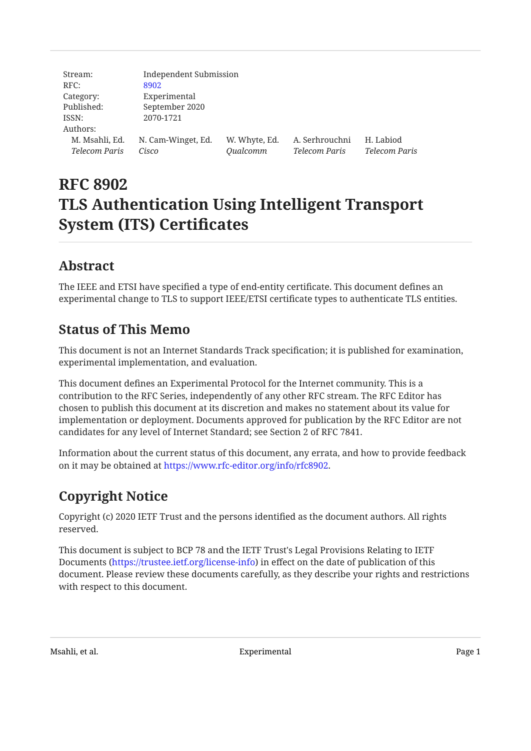Stream: Independent Submission
RFC: 8902
Category: Experimental
Published: September 2020
ISSN: 2070-1721
Authors:

| M. Msahli, Ed. | N. Cam-Winget, Ed. | W. Whyte, Ed. | A. Serhrouchni | H. Labiod |
|---|---|---|---|---|
| *Telecom Paris* | *Cisco* | *Qualcomm* | *Telecom Paris* | *Telecom Paris* |

# RFC 8902
# TLS Authentication Using Intelligent Transport System (ITS) Certificates

## Abstract

The IEEE and ETSI have specified a type of end-entity certificate. This document defines an experimental change to TLS to support IEEE/ETSI certificate types to authenticate TLS entities.

## Status of This Memo

This document is not an Internet Standards Track specification; it is published for examination, experimental implementation, and evaluation.

This document defines an Experimental Protocol for the Internet community. This is a contribution to the RFC Series, independently of any other RFC stream. The RFC Editor has chosen to publish this document at its discretion and makes no statement about its value for implementation or deployment. Documents approved for publication by the RFC Editor are not candidates for any level of Internet Standard; see Section 2 of RFC 7841.

Information about the current status of this document, any errata, and how to provide feedback on it may be obtained at https://www.rfc-editor.org/info/rfc8902.

## Copyright Notice

Copyright (c) 2020 IETF Trust and the persons identified as the document authors. All rights reserved.

This document is subject to BCP 78 and the IETF Trust's Legal Provisions Relating to IETF Documents (https://trustee.ietf.org/license-info) in effect on the date of publication of this document. Please review these documents carefully, as they describe your rights and restrictions with respect to this document.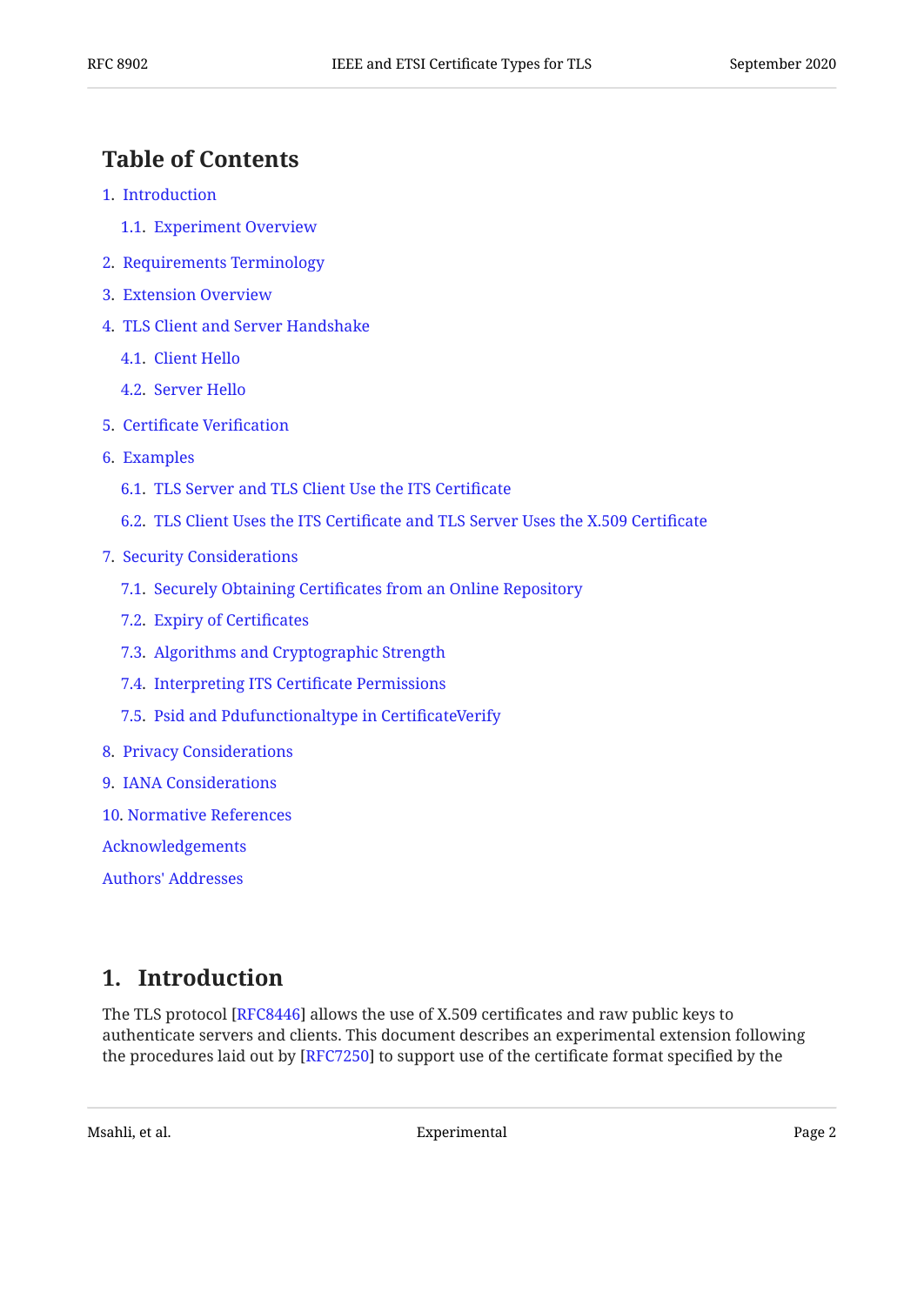## Table of Contents

1. Introduction
   - 1.1. Experiment Overview
2. Requirements Terminology
3. Extension Overview
4. TLS Client and Server Handshake
   - 4.1. Client Hello
   - 4.2. Server Hello
5. Certificate Verification
6. Examples
   - 6.1. TLS Server and TLS Client Use the ITS Certificate
   - 6.2. TLS Client Uses the ITS Certificate and TLS Server Uses the X.509 Certificate
7. Security Considerations
   - 7.1. Securely Obtaining Certificates from an Online Repository
   - 7.2. Expiry of Certificates
   - 7.3. Algorithms and Cryptographic Strength
   - 7.4. Interpreting ITS Certificate Permissions
   - 7.5. Psid and Pdufunctionaltype in CertificateVerify
8. Privacy Considerations
9. IANA Considerations
10. Normative References

Acknowledgements

Authors' Addresses

## 1. Introduction

The TLS protocol [RFC8446] allows the use of X.509 certificates and raw public keys to authenticate servers and clients. This document describes an experimental extension following the procedures laid out by [RFC7250] to support use of the certificate format specified by the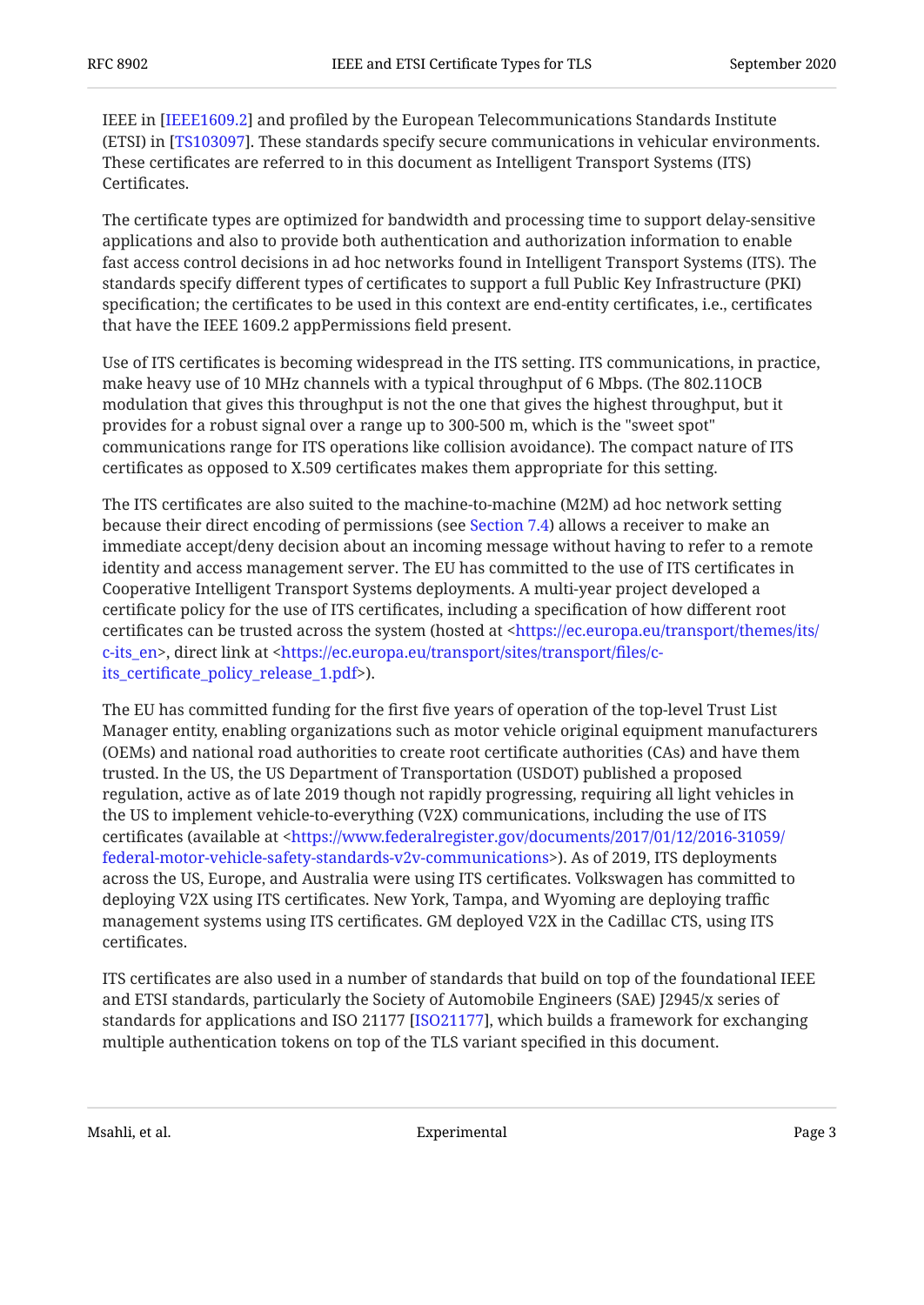IEEE in [IEEE1609.2] and profiled by the European Telecommunications Standards Institute (ETSI) in [TS103097]. These standards specify secure communications in vehicular environments. These certificates are referred to in this document as Intelligent Transport Systems (ITS) Certificates.

The certificate types are optimized for bandwidth and processing time to support delay-sensitive applications and also to provide both authentication and authorization information to enable fast access control decisions in ad hoc networks found in Intelligent Transport Systems (ITS). The standards specify different types of certificates to support a full Public Key Infrastructure (PKI) specification; the certificates to be used in this context are end-entity certificates, i.e., certificates that have the IEEE 1609.2 appPermissions field present.

Use of ITS certificates is becoming widespread in the ITS setting. ITS communications, in practice, make heavy use of 10 MHz channels with a typical throughput of 6 Mbps. (The 802.11OCB modulation that gives this throughput is not the one that gives the highest throughput, but it provides for a robust signal over a range up to 300-500 m, which is the "sweet spot" communications range for ITS operations like collision avoidance). The compact nature of ITS certificates as opposed to X.509 certificates makes them appropriate for this setting.

The ITS certificates are also suited to the machine-to-machine (M2M) ad hoc network setting because their direct encoding of permissions (see Section 7.4) allows a receiver to make an immediate accept/deny decision about an incoming message without having to refer to a remote identity and access management server. The EU has committed to the use of ITS certificates in Cooperative Intelligent Transport Systems deployments. A multi-year project developed a certificate policy for the use of ITS certificates, including a specification of how different root certificates can be trusted across the system (hosted at <https://ec.europa.eu/transport/themes/its/c-its_en>, direct link at <https://ec.europa.eu/transport/sites/transport/files/c-its_certificate_policy_release_1.pdf>).

The EU has committed funding for the first five years of operation of the top-level Trust List Manager entity, enabling organizations such as motor vehicle original equipment manufacturers (OEMs) and national road authorities to create root certificate authorities (CAs) and have them trusted. In the US, the US Department of Transportation (USDOT) published a proposed regulation, active as of late 2019 though not rapidly progressing, requiring all light vehicles in the US to implement vehicle-to-everything (V2X) communications, including the use of ITS certificates (available at <https://www.federalregister.gov/documents/2017/01/12/2016-31059/federal-motor-vehicle-safety-standards-v2v-communications>). As of 2019, ITS deployments across the US, Europe, and Australia were using ITS certificates. Volkswagen has committed to deploying V2X using ITS certificates. New York, Tampa, and Wyoming are deploying traffic management systems using ITS certificates. GM deployed V2X in the Cadillac CTS, using ITS certificates.

ITS certificates are also used in a number of standards that build on top of the foundational IEEE and ETSI standards, particularly the Society of Automobile Engineers (SAE) J2945/x series of standards for applications and ISO 21177 [ISO21177], which builds a framework for exchanging multiple authentication tokens on top of the TLS variant specified in this document.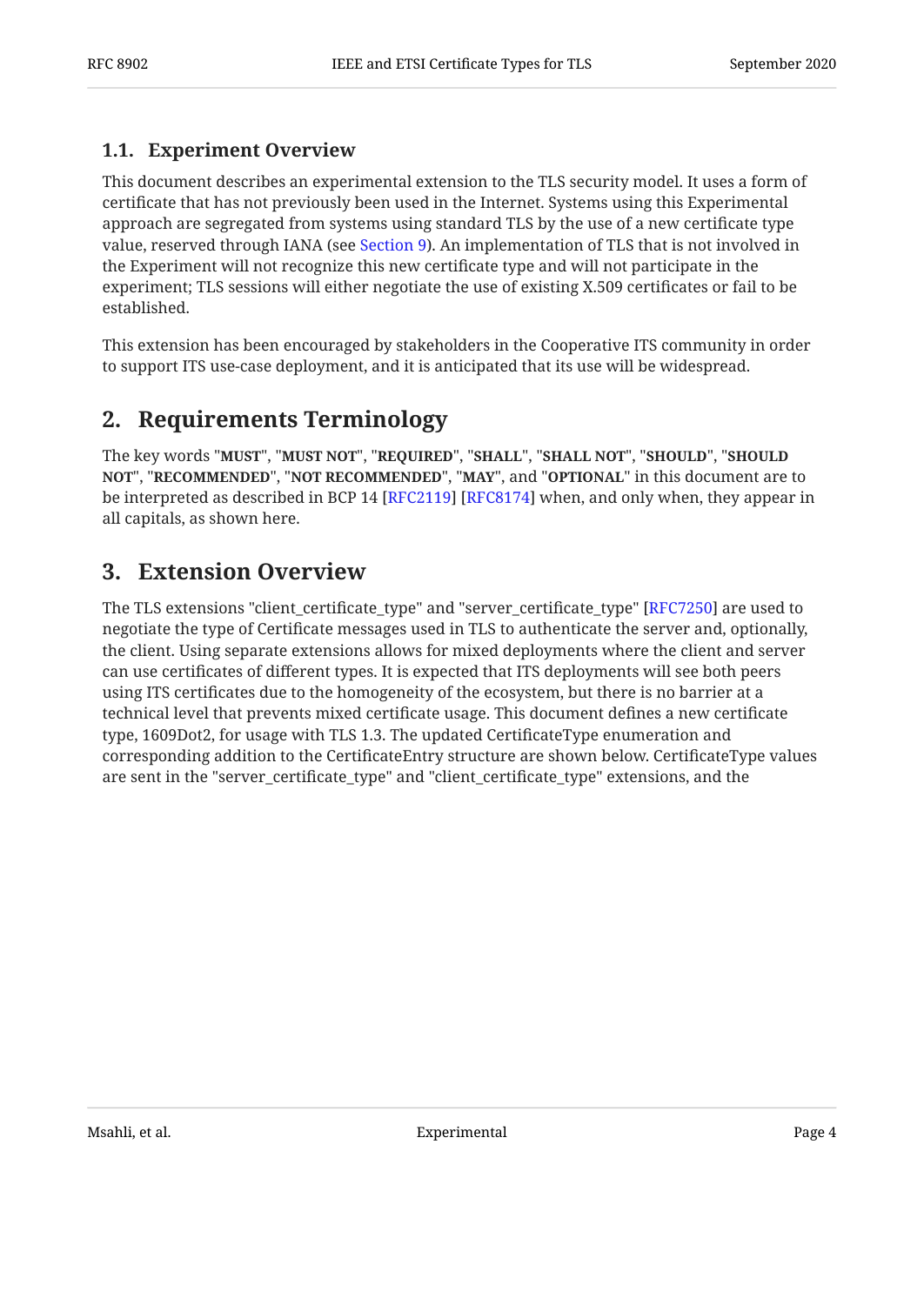### 1.1. Experiment Overview

This document describes an experimental extension to the TLS security model. It uses a form of certificate that has not previously been used in the Internet. Systems using this Experimental approach are segregated from systems using standard TLS by the use of a new certificate type value, reserved through IANA (see Section 9). An implementation of TLS that is not involved in the Experiment will not recognize this new certificate type and will not participate in the experiment; TLS sessions will either negotiate the use of existing X.509 certificates or fail to be established.

This extension has been encouraged by stakeholders in the Cooperative ITS community in order to support ITS use-case deployment, and it is anticipated that its use will be widespread.

## 2. Requirements Terminology

The key words "**MUST**", "**MUST NOT**", "**REQUIRED**", "**SHALL**", "**SHALL NOT**", "**SHOULD**", "**SHOULD NOT**", "**RECOMMENDED**", "**NOT RECOMMENDED**", "**MAY**", and "**OPTIONAL**" in this document are to be interpreted as described in BCP 14 [RFC2119] [RFC8174] when, and only when, they appear in all capitals, as shown here.

## 3. Extension Overview

The TLS extensions "client_certificate_type" and "server_certificate_type" [RFC7250] are used to negotiate the type of Certificate messages used in TLS to authenticate the server and, optionally, the client. Using separate extensions allows for mixed deployments where the client and server can use certificates of different types. It is expected that ITS deployments will see both peers using ITS certificates due to the homogeneity of the ecosystem, but there is no barrier at a technical level that prevents mixed certificate usage. This document defines a new certificate type, 1609Dot2, for usage with TLS 1.3. The updated CertificateType enumeration and corresponding addition to the CertificateEntry structure are shown below. CertificateType values are sent in the "server_certificate_type" and "client_certificate_type" extensions, and the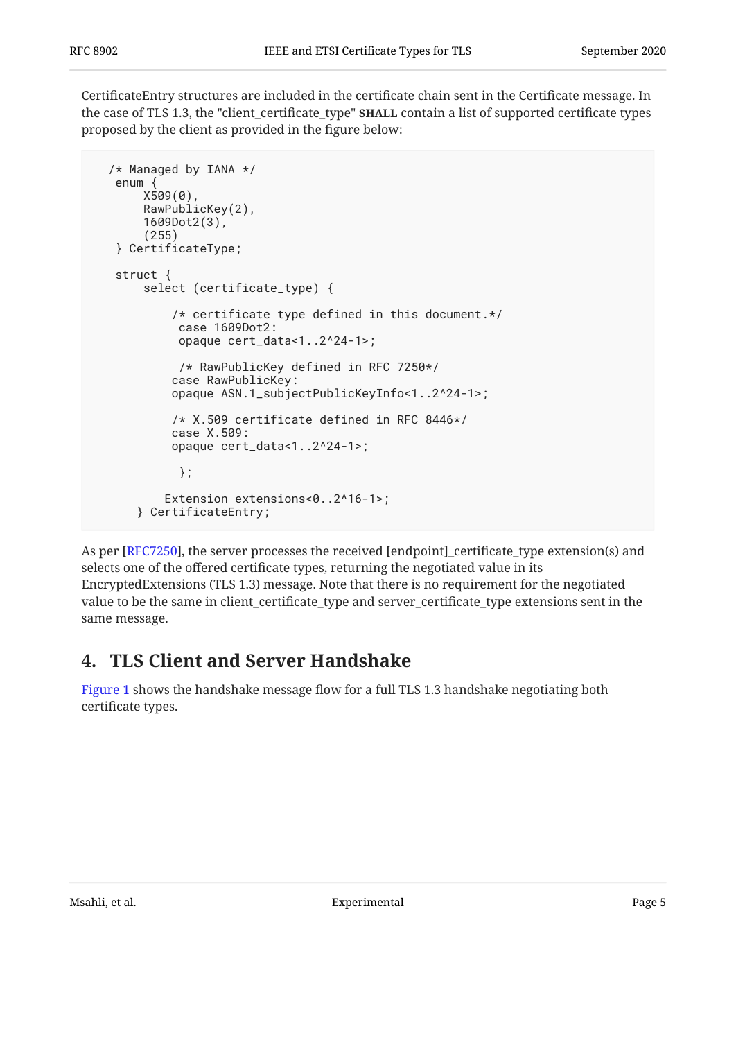CertificateEntry structures are included in the certificate chain sent in the Certificate message. In the case of TLS 1.3, the "client_certificate_type" **SHALL** contain a list of supported certificate types proposed by the client as provided in the figure below:

```
/* Managed by IANA */
 enum {
     X509(0),
     RawPublicKey(2),
     1609Dot2(3),
     (255)
 } CertificateType;

 struct {
     select (certificate_type) {

         /* certificate type defined in this document.*/
          case 1609Dot2:
          opaque cert_data<1..2^24-1>;

          /* RawPublicKey defined in RFC 7250*/
         case RawPublicKey:
         opaque ASN.1_subjectPublicKeyInfo<1..2^24-1>;

         /* X.509 certificate defined in RFC 8446*/
         case X.509:
         opaque cert_data<1..2^24-1>;

          };

        Extension extensions<0..2^16-1>;
    } CertificateEntry;
```

As per [RFC7250], the server processes the received [endpoint]_certificate_type extension(s) and selects one of the offered certificate types, returning the negotiated value in its EncryptedExtensions (TLS 1.3) message. Note that there is no requirement for the negotiated value to be the same in client_certificate_type and server_certificate_type extensions sent in the same message.

## 4. TLS Client and Server Handshake

Figure 1 shows the handshake message flow for a full TLS 1.3 handshake negotiating both certificate types.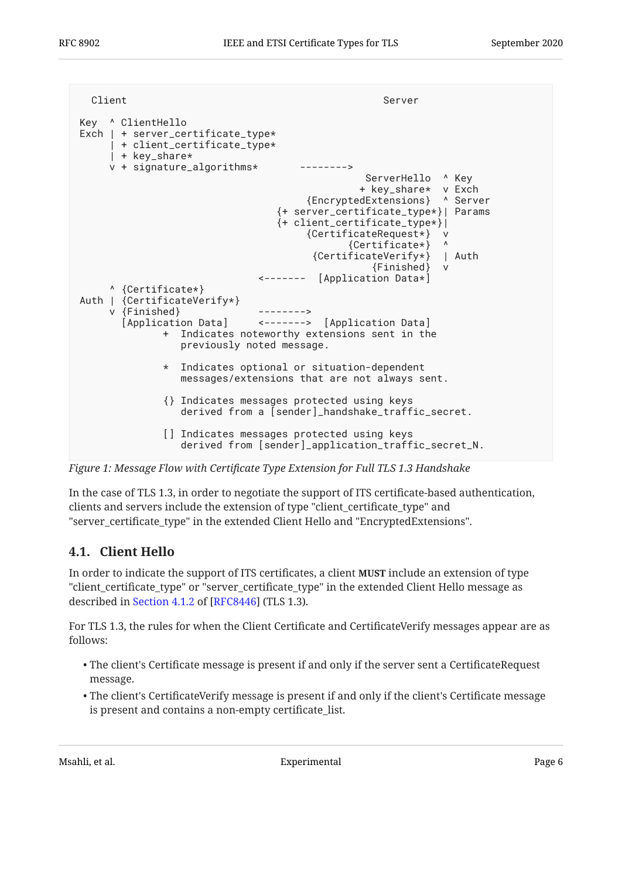```
  Client                                               Server

Key  ^ ClientHello
Exch | + server_certificate_type*
     | + client_certificate_type*
     | + key_share*
     v + signature_algorithms*       -------->
                                                  ServerHello  ^ Key
                                                 + key_share*  v Exch
                                        {EncryptedExtensions}  ^ Server
                                   {+ server_certificate_type*}| Params
                                   {+ client_certificate_type*}|
                                        {CertificateRequest*}  v
                                               {Certificate*}  ^
                                         {CertificateVerify*}  | Auth
                                                   {Finished}  v
                                <-------  [Application Data*]
     ^ {Certificate*}
Auth | {CertificateVerify*}
     v {Finished}               -------->
       [Application Data]       <------->  [Application Data]
              +  Indicates noteworthy extensions sent in the
                 previously noted message.

              *  Indicates optional or situation-dependent
                 messages/extensions that are not always sent.

              {} Indicates messages protected using keys
                 derived from a [sender]_handshake_traffic_secret.

              [] Indicates messages protected using keys
                 derived from [sender]_application_traffic_secret_N.
```

*Figure 1: Message Flow with Certificate Type Extension for Full TLS 1.3 Handshake*

In the case of TLS 1.3, in order to negotiate the support of ITS certificate-based authentication, clients and servers include the extension of type "client_certificate_type" and "server_certificate_type" in the extended Client Hello and "EncryptedExtensions".

## 4.1. Client Hello

In order to indicate the support of ITS certificates, a client **MUST** include an extension of type "client_certificate_type" or "server_certificate_type" in the extended Client Hello message as described in Section 4.1.2 of [RFC8446] (TLS 1.3).

For TLS 1.3, the rules for when the Client Certificate and CertificateVerify messages appear are as follows:

- The client's Certificate message is present if and only if the server sent a CertificateRequest message.
- The client's CertificateVerify message is present if and only if the client's Certificate message is present and contains a non-empty certificate_list.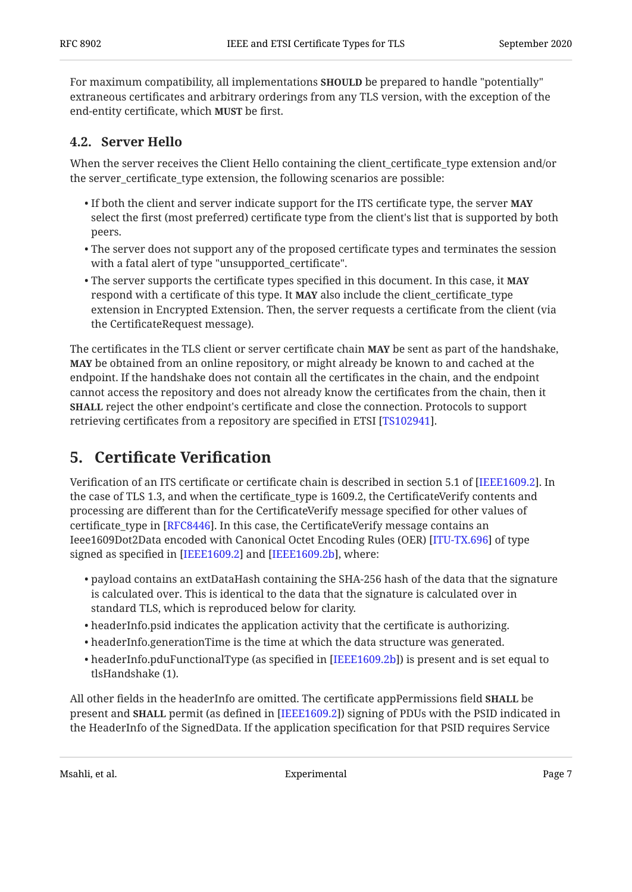For maximum compatibility, all implementations **SHOULD** be prepared to handle "potentially" extraneous certificates and arbitrary orderings from any TLS version, with the exception of the end-entity certificate, which **MUST** be first.

### 4.2. Server Hello

When the server receives the Client Hello containing the client_certificate_type extension and/or the server_certificate_type extension, the following scenarios are possible:

- If both the client and server indicate support for the ITS certificate type, the server **MAY** select the first (most preferred) certificate type from the client's list that is supported by both peers.
- The server does not support any of the proposed certificate types and terminates the session with a fatal alert of type "unsupported_certificate".
- The server supports the certificate types specified in this document. In this case, it **MAY** respond with a certificate of this type. It **MAY** also include the client_certificate_type extension in Encrypted Extension. Then, the server requests a certificate from the client (via the CertificateRequest message).

The certificates in the TLS client or server certificate chain **MAY** be sent as part of the handshake, **MAY** be obtained from an online repository, or might already be known to and cached at the endpoint. If the handshake does not contain all the certificates in the chain, and the endpoint cannot access the repository and does not already know the certificates from the chain, then it **SHALL** reject the other endpoint's certificate and close the connection. Protocols to support retrieving certificates from a repository are specified in ETSI [TS102941].

## 5. Certificate Verification

Verification of an ITS certificate or certificate chain is described in section 5.1 of [IEEE1609.2]. In the case of TLS 1.3, and when the certificate_type is 1609.2, the CertificateVerify contents and processing are different than for the CertificateVerify message specified for other values of certificate_type in [RFC8446]. In this case, the CertificateVerify message contains an Ieee1609Dot2Data encoded with Canonical Octet Encoding Rules (OER) [ITU-TX.696] of type signed as specified in [IEEE1609.2] and [IEEE1609.2b], where:

- payload contains an extDataHash containing the SHA-256 hash of the data that the signature is calculated over. This is identical to the data that the signature is calculated over in standard TLS, which is reproduced below for clarity.
- headerInfo.psid indicates the application activity that the certificate is authorizing.
- headerInfo.generationTime is the time at which the data structure was generated.
- headerInfo.pduFunctionalType (as specified in [IEEE1609.2b]) is present and is set equal to tlsHandshake (1).

All other fields in the headerInfo are omitted. The certificate appPermissions field **SHALL** be present and **SHALL** permit (as defined in [IEEE1609.2]) signing of PDUs with the PSID indicated in the HeaderInfo of the SignedData. If the application specification for that PSID requires Service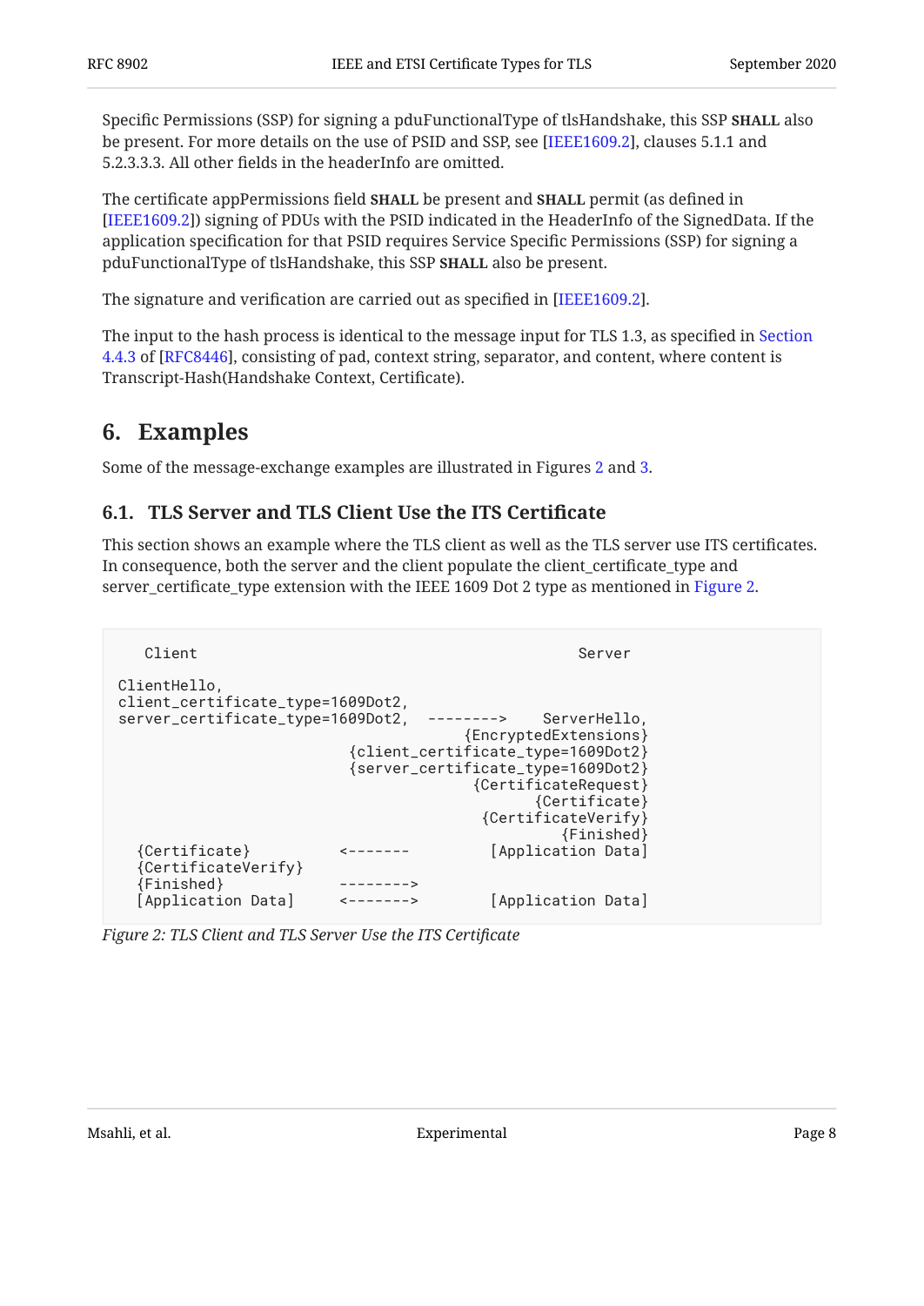Specific Permissions (SSP) for signing a pduFunctionalType of tlsHandshake, this SSP **SHALL** also be present. For more details on the use of PSID and SSP, see [IEEE1609.2], clauses 5.1.1 and 5.2.3.3.3. All other fields in the headerInfo are omitted.

The certificate appPermissions field **SHALL** be present and **SHALL** permit (as defined in [IEEE1609.2]) signing of PDUs with the PSID indicated in the HeaderInfo of the SignedData. If the application specification for that PSID requires Service Specific Permissions (SSP) for signing a pduFunctionalType of tlsHandshake, this SSP **SHALL** also be present.

The signature and verification are carried out as specified in [IEEE1609.2].

The input to the hash process is identical to the message input for TLS 1.3, as specified in Section 4.4.3 of [RFC8446], consisting of pad, context string, separator, and content, where content is Transcript-Hash(Handshake Context, Certificate).

# 6. Examples

Some of the message-exchange examples are illustrated in Figures 2 and 3.

## 6.1. TLS Server and TLS Client Use the ITS Certificate

This section shows an example where the TLS client as well as the TLS server use ITS certificates. In consequence, both the server and the client populate the client_certificate_type and server_certificate_type extension with the IEEE 1609 Dot 2 type as mentioned in Figure 2.

```
     Client                                              Server

  ClientHello,
  client_certificate_type=1609Dot2,
  server_certificate_type=1609Dot2,   -------->    ServerHello,
                                              {EncryptedExtensions}
                            {client_certificate_type=1609Dot2}
                            {server_certificate_type=1609Dot2}
                                               {CertificateRequest}
                                                      {Certificate}
                                                {CertificateVerify}
                                                         {Finished}
    {Certificate}          <-------         [Application Data]
    {CertificateVerify}
    {Finished}             -------->
    [Application Data]     <------->         [Application Data]
```

*Figure 2: TLS Client and TLS Server Use the ITS Certificate*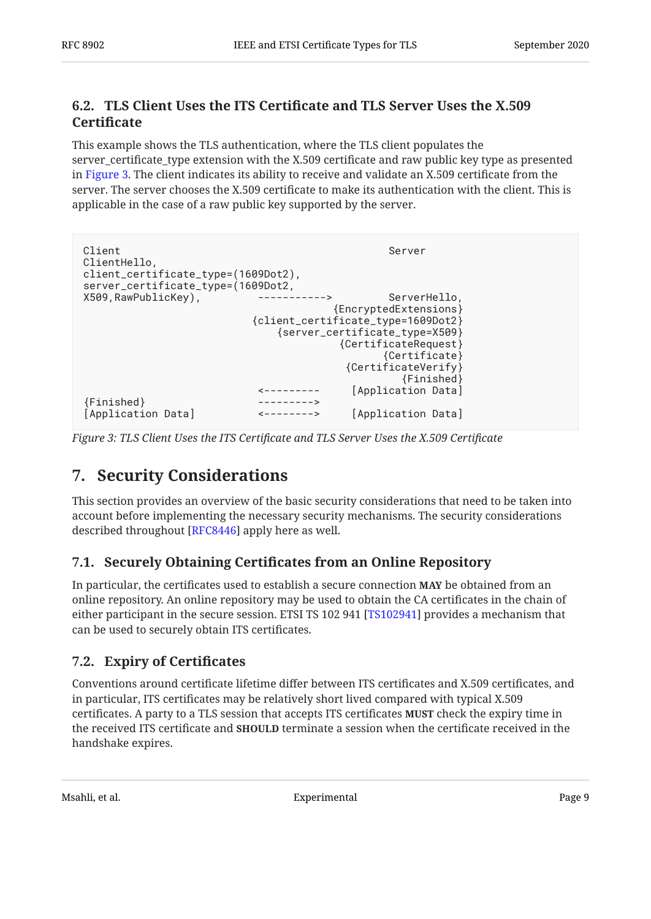### 6.2. TLS Client Uses the ITS Certificate and TLS Server Uses the X.509 Certificate

This example shows the TLS authentication, where the TLS client populates the server_certificate_type extension with the X.509 certificate and raw public key type as presented in Figure 3. The client indicates its ability to receive and validate an X.509 certificate from the server. The server chooses the X.509 certificate to make its authentication with the client. This is applicable in the case of a raw public key supported by the server.

```
Client                                                 Server
ClientHello,
client_certificate_type=(1609Dot2),
server_certificate_type=(1609Dot2,
X509,RawPublicKey),          ----------->          ServerHello,
                                          {EncryptedExtensions}
                            {client_certificate_type=1609Dot2}
                                {server_certificate_type=X509}
                                           {CertificateRequest}
                                                  {Certificate}
                                            {CertificateVerify}
                                                     {Finished}
                             <---------       [Application Data]
{Finished}                   --------->
[Application Data]           <-------->       [Application Data]
```

*Figure 3: TLS Client Uses the ITS Certificate and TLS Server Uses the X.509 Certificate*

## 7. Security Considerations

This section provides an overview of the basic security considerations that need to be taken into account before implementing the necessary security mechanisms. The security considerations described throughout [RFC8446] apply here as well.

### 7.1. Securely Obtaining Certificates from an Online Repository

In particular, the certificates used to establish a secure connection **MAY** be obtained from an online repository. An online repository may be used to obtain the CA certificates in the chain of either participant in the secure session. ETSI TS 102 941 [TS102941] provides a mechanism that can be used to securely obtain ITS certificates.

### 7.2. Expiry of Certificates

Conventions around certificate lifetime differ between ITS certificates and X.509 certificates, and in particular, ITS certificates may be relatively short lived compared with typical X.509 certificates. A party to a TLS session that accepts ITS certificates **MUST** check the expiry time in the received ITS certificate and **SHOULD** terminate a session when the certificate received in the handshake expires.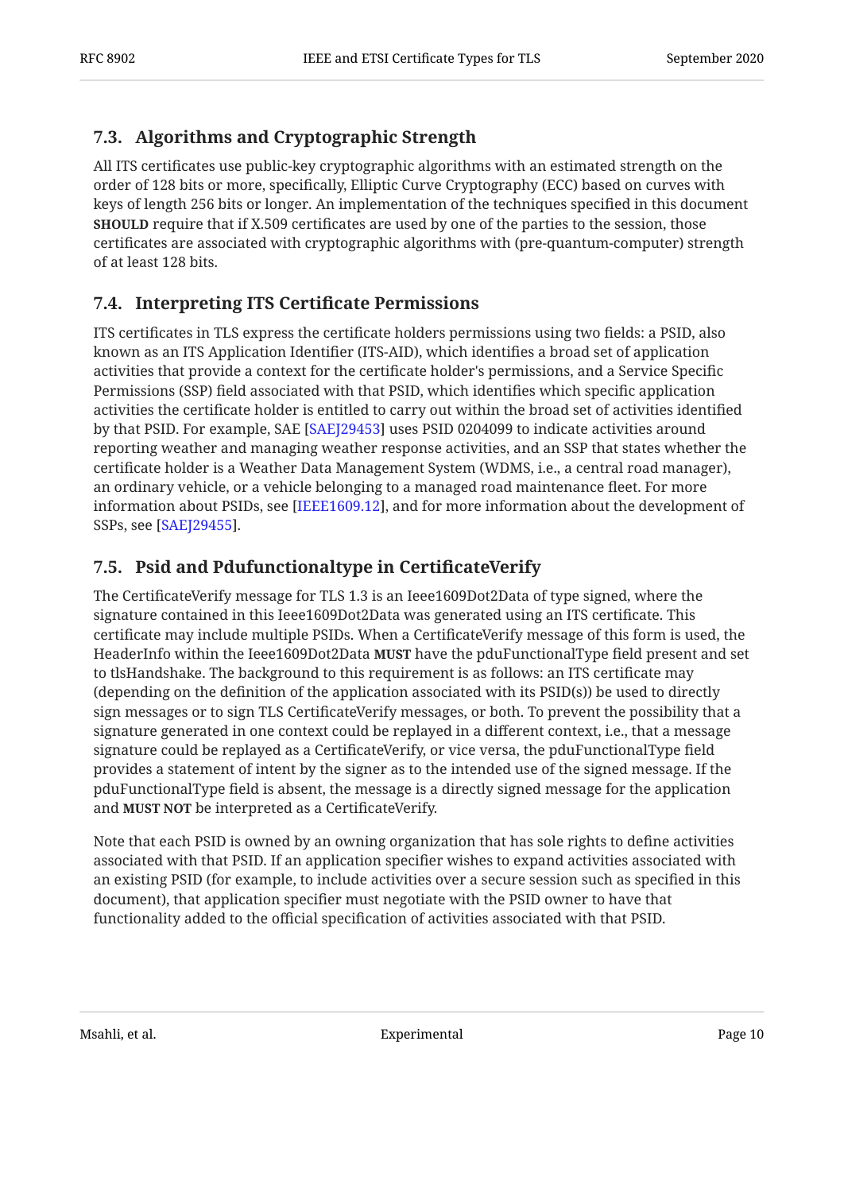### 7.3. Algorithms and Cryptographic Strength

All ITS certificates use public-key cryptographic algorithms with an estimated strength on the order of 128 bits or more, specifically, Elliptic Curve Cryptography (ECC) based on curves with keys of length 256 bits or longer. An implementation of the techniques specified in this document **SHOULD** require that if X.509 certificates are used by one of the parties to the session, those certificates are associated with cryptographic algorithms with (pre-quantum-computer) strength of at least 128 bits.

### 7.4. Interpreting ITS Certificate Permissions

ITS certificates in TLS express the certificate holders permissions using two fields: a PSID, also known as an ITS Application Identifier (ITS-AID), which identifies a broad set of application activities that provide a context for the certificate holder's permissions, and a Service Specific Permissions (SSP) field associated with that PSID, which identifies which specific application activities the certificate holder is entitled to carry out within the broad set of activities identified by that PSID. For example, SAE [SAEJ29453] uses PSID 0204099 to indicate activities around reporting weather and managing weather response activities, and an SSP that states whether the certificate holder is a Weather Data Management System (WDMS, i.e., a central road manager), an ordinary vehicle, or a vehicle belonging to a managed road maintenance fleet. For more information about PSIDs, see [IEEE1609.12], and for more information about the development of SSPs, see [SAEJ29455].

### 7.5. Psid and Pdufunctionaltype in CertificateVerify

The CertificateVerify message for TLS 1.3 is an Ieee1609Dot2Data of type signed, where the signature contained in this Ieee1609Dot2Data was generated using an ITS certificate. This certificate may include multiple PSIDs. When a CertificateVerify message of this form is used, the HeaderInfo within the Ieee1609Dot2Data **MUST** have the pduFunctionalType field present and set to tlsHandshake. The background to this requirement is as follows: an ITS certificate may (depending on the definition of the application associated with its PSID(s)) be used to directly sign messages or to sign TLS CertificateVerify messages, or both. To prevent the possibility that a signature generated in one context could be replayed in a different context, i.e., that a message signature could be replayed as a CertificateVerify, or vice versa, the pduFunctionalType field provides a statement of intent by the signer as to the intended use of the signed message. If the pduFunctionalType field is absent, the message is a directly signed message for the application and **MUST NOT** be interpreted as a CertificateVerify.

Note that each PSID is owned by an owning organization that has sole rights to define activities associated with that PSID. If an application specifier wishes to expand activities associated with an existing PSID (for example, to include activities over a secure session such as specified in this document), that application specifier must negotiate with the PSID owner to have that functionality added to the official specification of activities associated with that PSID.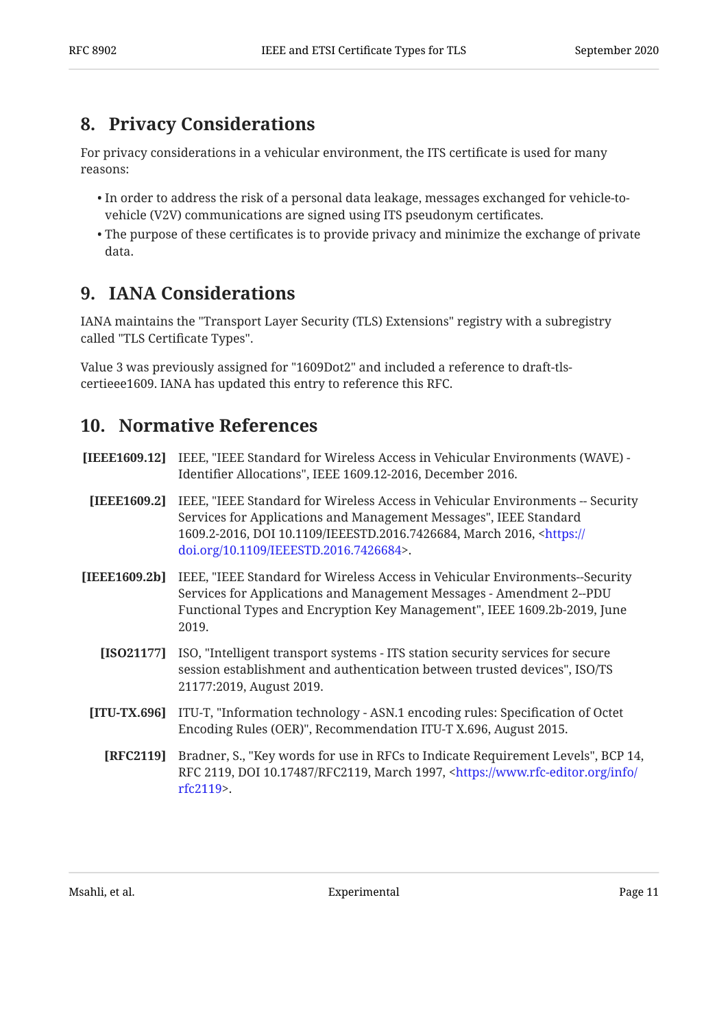## 8. Privacy Considerations

For privacy considerations in a vehicular environment, the ITS certificate is used for many reasons:

- In order to address the risk of a personal data leakage, messages exchanged for vehicle-to-vehicle (V2V) communications are signed using ITS pseudonym certificates.
- The purpose of these certificates is to provide privacy and minimize the exchange of private data.

## 9. IANA Considerations

IANA maintains the "Transport Layer Security (TLS) Extensions" registry with a subregistry called "TLS Certificate Types".

Value 3 was previously assigned for "1609Dot2" and included a reference to draft-tls-certieee1609. IANA has updated this entry to reference this RFC.

## 10. Normative References

**[IEEE1609.12]** IEEE, "IEEE Standard for Wireless Access in Vehicular Environments (WAVE) - Identifier Allocations", IEEE 1609.12-2016, December 2016.

**[IEEE1609.2]** IEEE, "IEEE Standard for Wireless Access in Vehicular Environments -- Security Services for Applications and Management Messages", IEEE Standard 1609.2-2016, DOI 10.1109/IEEESTD.2016.7426684, March 2016, <https://doi.org/10.1109/IEEESTD.2016.7426684>.

**[IEEE1609.2b]** IEEE, "IEEE Standard for Wireless Access in Vehicular Environments--Security Services for Applications and Management Messages - Amendment 2--PDU Functional Types and Encryption Key Management", IEEE 1609.2b-2019, June 2019.

**[ISO21177]** ISO, "Intelligent transport systems - ITS station security services for secure session establishment and authentication between trusted devices", ISO/TS 21177:2019, August 2019.

**[ITU-TX.696]** ITU-T, "Information technology - ASN.1 encoding rules: Specification of Octet Encoding Rules (OER)", Recommendation ITU-T X.696, August 2015.

**[RFC2119]** Bradner, S., "Key words for use in RFCs to Indicate Requirement Levels", BCP 14, RFC 2119, DOI 10.17487/RFC2119, March 1997, <https://www.rfc-editor.org/info/rfc2119>.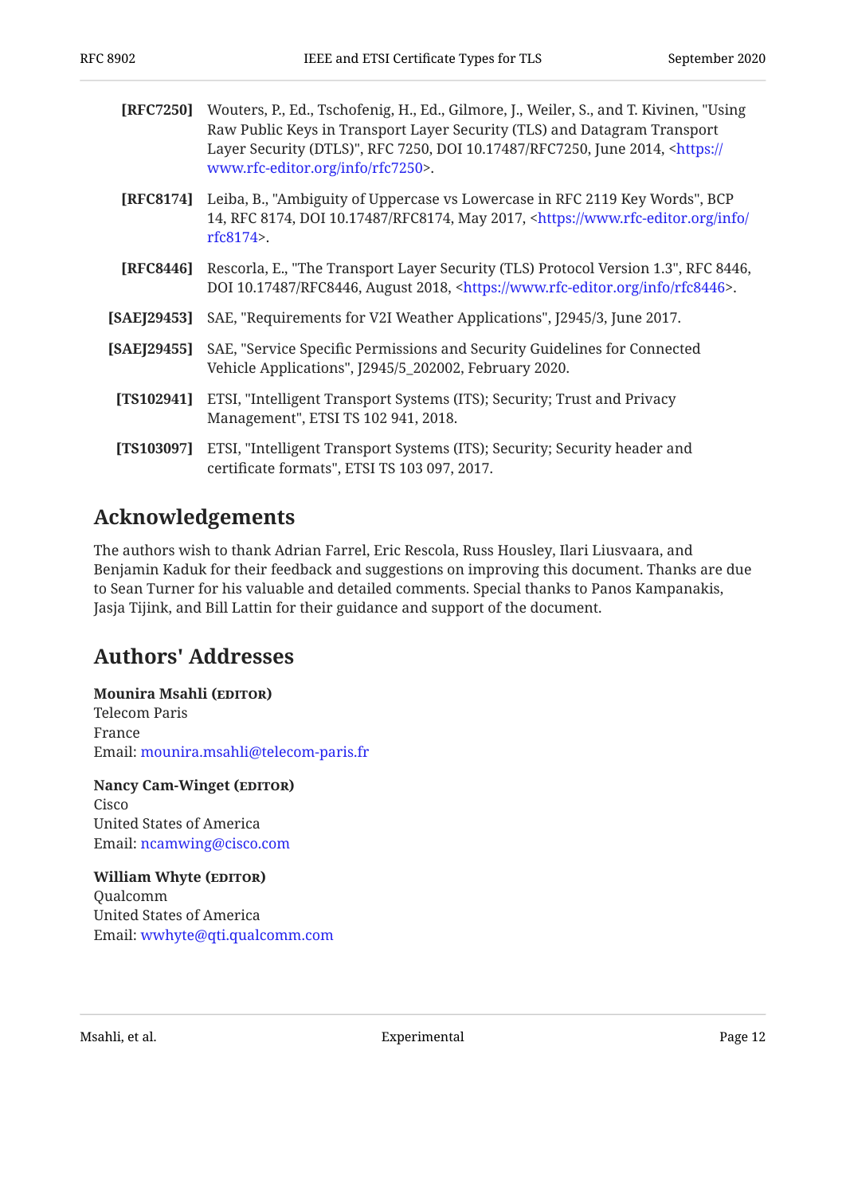**[RFC7250]** Wouters, P., Ed., Tschofenig, H., Ed., Gilmore, J., Weiler, S., and T. Kivinen, "Using Raw Public Keys in Transport Layer Security (TLS) and Datagram Transport Layer Security (DTLS)", RFC 7250, DOI 10.17487/RFC7250, June 2014, <https://www.rfc-editor.org/info/rfc7250>.

**[RFC8174]** Leiba, B., "Ambiguity of Uppercase vs Lowercase in RFC 2119 Key Words", BCP 14, RFC 8174, DOI 10.17487/RFC8174, May 2017, <https://www.rfc-editor.org/info/rfc8174>.

**[RFC8446]** Rescorla, E., "The Transport Layer Security (TLS) Protocol Version 1.3", RFC 8446, DOI 10.17487/RFC8446, August 2018, <https://www.rfc-editor.org/info/rfc8446>.

**[SAEJ29453]** SAE, "Requirements for V2I Weather Applications", J2945/3, June 2017.

**[SAEJ29455]** SAE, "Service Specific Permissions and Security Guidelines for Connected Vehicle Applications", J2945/5_202002, February 2020.

**[TS102941]** ETSI, "Intelligent Transport Systems (ITS); Security; Trust and Privacy Management", ETSI TS 102 941, 2018.

**[TS103097]** ETSI, "Intelligent Transport Systems (ITS); Security; Security header and certificate formats", ETSI TS 103 097, 2017.

## Acknowledgements

The authors wish to thank Adrian Farrel, Eric Rescola, Russ Housley, Ilari Liusvaara, and Benjamin Kaduk for their feedback and suggestions on improving this document. Thanks are due to Sean Turner for his valuable and detailed comments. Special thanks to Panos Kampanakis, Jasja Tijink, and Bill Lattin for their guidance and support of the document.

## Authors' Addresses

**Mounira Msahli (EDITOR)**
Telecom Paris
France
Email: mounira.msahli@telecom-paris.fr

**Nancy Cam-Winget (EDITOR)**
Cisco
United States of America
Email: ncamwing@cisco.com

**William Whyte (EDITOR)**
Qualcomm
United States of America
Email: wwhyte@qti.qualcomm.com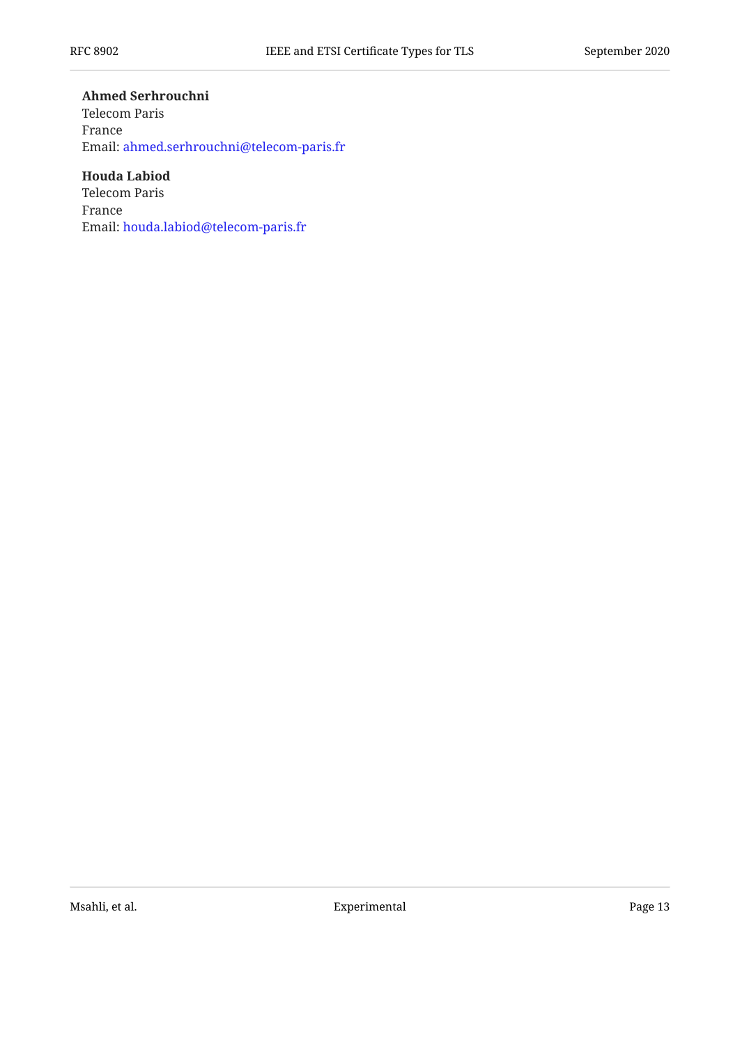**Ahmed Serhrouchni**
Telecom Paris
France
Email: ahmed.serhrouchni@telecom-paris.fr

**Houda Labiod**
Telecom Paris
France
Email: houda.labiod@telecom-paris.fr